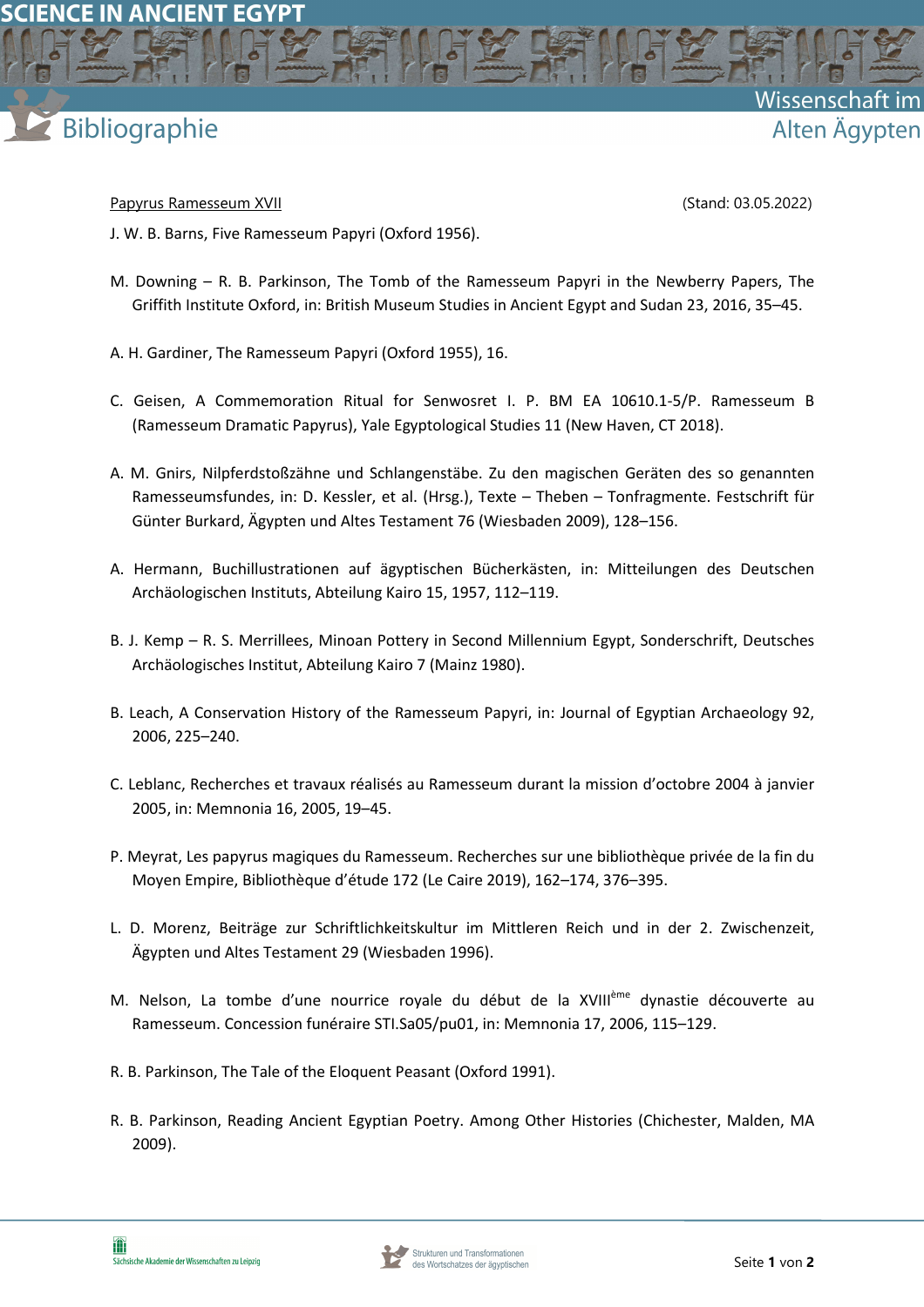Papyrus Ramesseum XVII (Stand: 03.05.2022)

J. W. B. Barns, Five Ramesseum Papyri (Oxford 1956).

M. Downing – R. B. Parkinson, The Tomb of the Ramesseum Papyri in the Newberry Papers, The Griffith Institute Oxford, in: British Museum Studies in Ancient Egypt and Sudan 23, 2016, 35–45.

A. H. Gardiner, The Ramesseum Papyri (Oxford 1955), 16.

C. Geisen, A Commemoration Ritual for Senwosret I. P. BM EA 10610.1-5/P. Ramesseum B (Ramesseum Dramatic Papyrus), Yale Egyptological Studies 11 (New Haven, CT 2018).

A. M. Gnirs, Nilpferdstoßzähne und Schlangenstäbe. Zu den magischen Geräten des so genannten Ramesseumsfundes, in: D. Kessler, et al. (Hrsg.), Texte – Theben – Tonfragmente. Festschrift für Günter Burkard, Ägypten und Altes Testament 76 (Wiesbaden 2009), 128–156.

A. Hermann, Buchillustrationen auf ägyptischen Bücherkästen, in: Mitteilungen des Deutschen Archäologischen Instituts, Abteilung Kairo 15, 1957, 112–119.

B. J. Kemp – R. S. Merrillees, Minoan Pottery in Second Millennium Egypt, Sonderschrift, Deutsches Archäologisches Institut, Abteilung Kairo 7 (Mainz 1980).

B. Leach, A Conservation History of the Ramesseum Papyri, in: Journal of Egyptian Archaeology 92, 2006, 225–240.

C. Leblanc, Recherches et travaux réalisés au Ramesseum durant la mission d'octobre 2004 à janvier 2005, in: Memnonia 16, 2005, 19–45.

P. Meyrat, Les papyrus magiques du Ramesseum. Recherches sur une bibliothèque privée de la fin du Moyen Empire, Bibliothèque d'étude 172 (Le Caire 2019), 162–174, 376–395.

L. D. Morenz, Beiträge zur Schriftlichkeitskultur im Mittleren Reich und in der 2. Zwischenzeit, Ägypten und Altes Testament 29 (Wiesbaden 1996).

M. Nelson, La tombe d'une nourrice royale du début de la XVIIIème dynastie découverte au Ramesseum. Concession funéraire STI.Sa05/pu01, in: Memnonia 17, 2006, 115–129.

R. B. Parkinson, The Tale of the Eloquent Peasant (Oxford 1991).

R. B. Parkinson, Reading Ancient Egyptian Poetry. Among Other Histories (Chichester, Malden, MA 2009).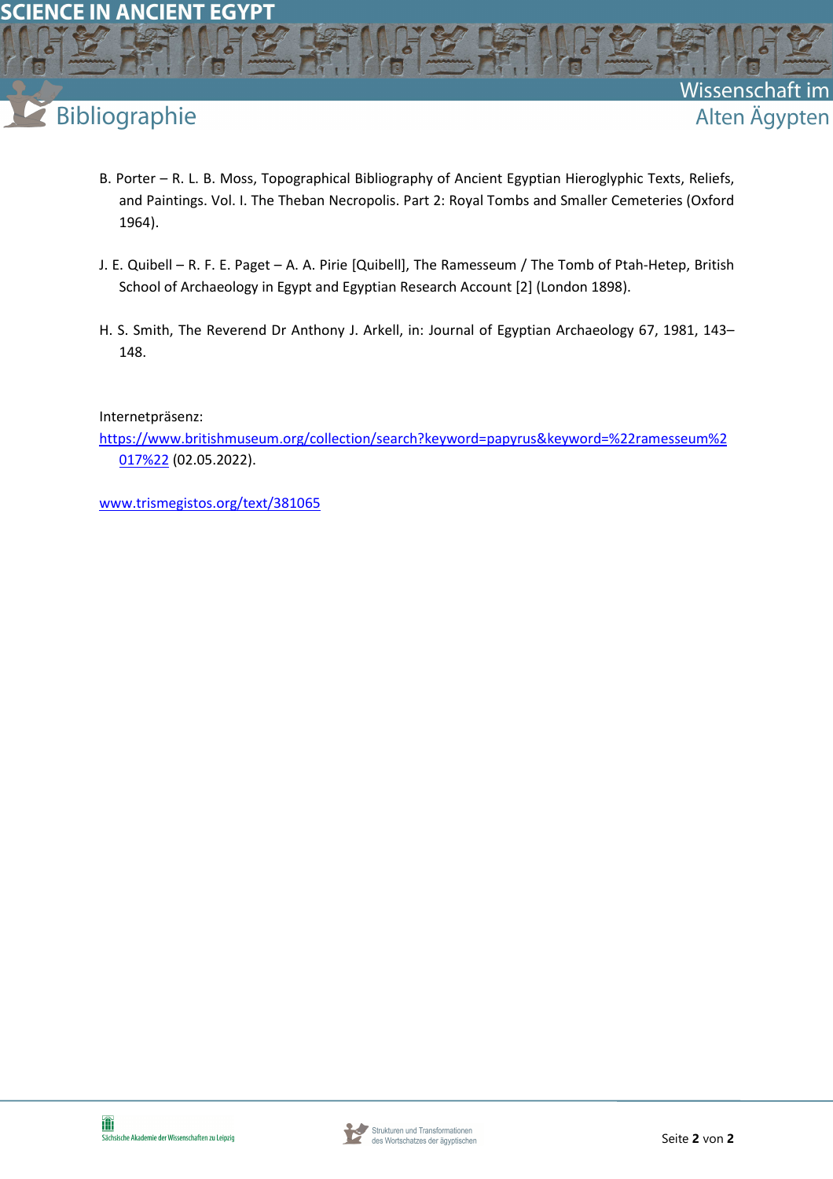B. Porter – R. L. B. Moss, Topographical Bibliography of Ancient Egyptian Hieroglyphic Texts, Reliefs, and Paintings. Vol. I. The Theban Necropolis. Part 2: Royal Tombs and Smaller Cemeteries (Oxford 1964).

J. E. Quibell – R. F. E. Paget – A. A. Pirie [Quibell], The Ramesseum / The Tomb of Ptah-Hetep, British School of Archaeology in Egypt and Egyptian Research Account [2] (London 1898).

H. S. Smith, The Reverend Dr Anthony J. Arkell, in: Journal of Egyptian Archaeology 67, 1981, 143–148.

Internetpräsenz:
https://www.britishmuseum.org/collection/search?keyword=papyrus&keyword=%22ramesseum%2017%22 (02.05.2022).

www.trismegistos.org/text/381065